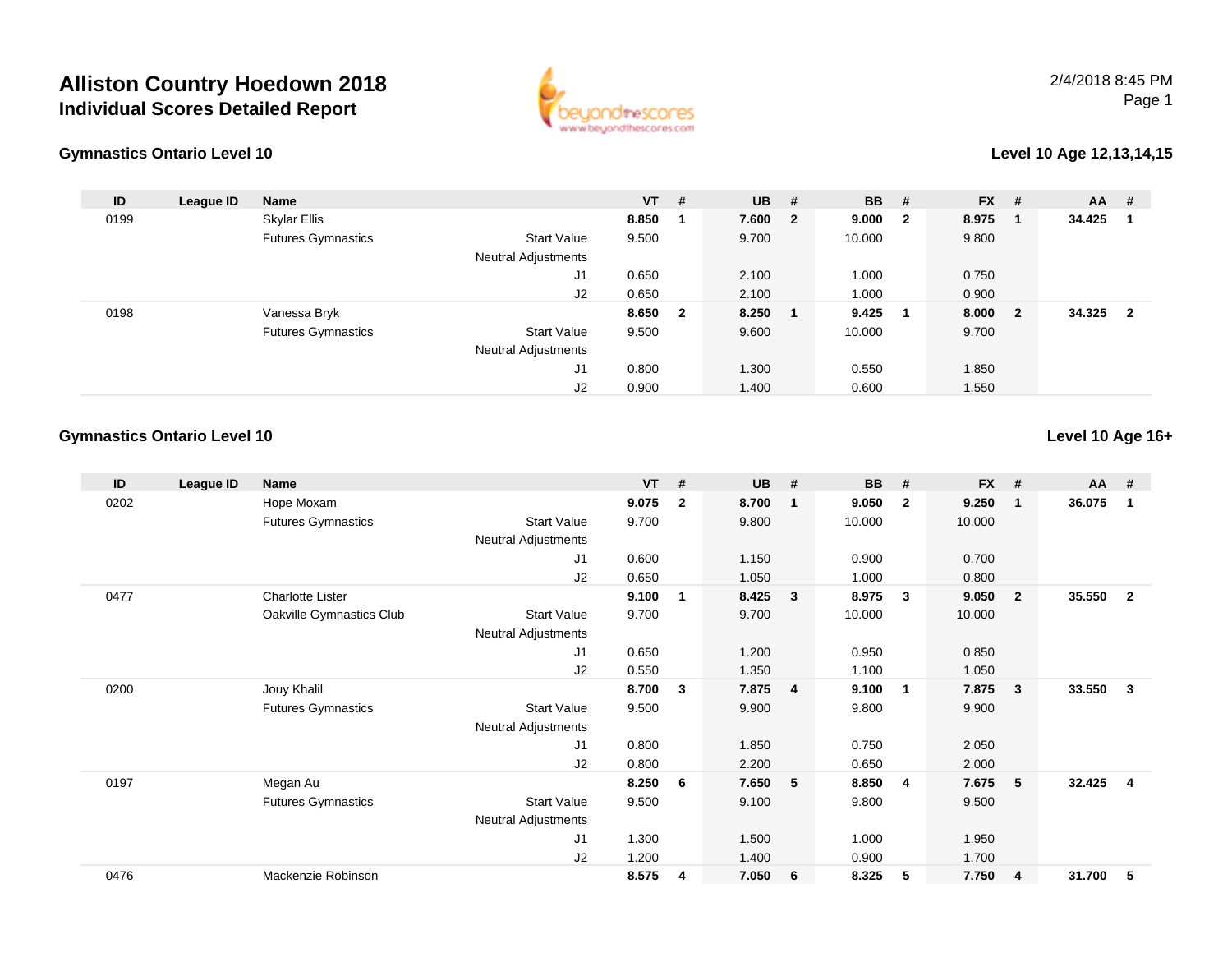# Alliston Country Hoedown 2018
## Individual Scores Detailed Report

2/4/2018 8:45 PM

### Gymnastics Ontario Level 10

**Level 10 Age 12,13,14,15**

| ID | League ID | Name | | VT | # | UB | # | BB | # | FX | # | AA | # |
|---|---|---|---|---|---|---|---|---|---|---|---|---|---|
| 0199 | | Skylar Ellis | | **8.850** | **1** | **7.600** | **2** | **9.000** | **2** | **8.975** | **1** | **34.425** | **1** |
| | | Futures Gymnastics | Start Value | 9.500 | | 9.700 | | 10.000 | | 9.800 | | | |
| | | | Neutral Adjustments | | | | | | | | | | |
| | | | J1 | 0.650 | | 2.100 | | 1.000 | | 0.750 | | | |
| | | | J2 | 0.650 | | 2.100 | | 1.000 | | 0.900 | | | |
| 0198 | | Vanessa Bryk | | **8.650** | **2** | **8.250** | **1** | **9.425** | **1** | **8.000** | **2** | **34.325** | **2** |
| | | Futures Gymnastics | Start Value | 9.500 | | 9.600 | | 10.000 | | 9.700 | | | |
| | | | Neutral Adjustments | | | | | | | | | | |
| | | | J1 | 0.800 | | 1.300 | | 0.550 | | 1.850 | | | |
| | | | J2 | 0.900 | | 1.400 | | 0.600 | | 1.550 | | | |

### Gymnastics Ontario Level 10

**Level 10 Age 16+**

| ID | League ID | Name | | VT | # | UB | # | BB | # | FX | # | AA | # |
|---|---|---|---|---|---|---|---|---|---|---|---|---|---|
| 0202 | | Hope Moxam | | **9.075** | **2** | **8.700** | **1** | **9.050** | **2** | **9.250** | **1** | **36.075** | **1** |
| | | Futures Gymnastics | Start Value | 9.700 | | 9.800 | | 10.000 | | 10.000 | | | |
| | | | Neutral Adjustments | | | | | | | | | | |
| | | | J1 | 0.600 | | 1.150 | | 0.900 | | 0.700 | | | |
| | | | J2 | 0.650 | | 1.050 | | 1.000 | | 0.800 | | | |
| 0477 | | Charlotte Lister | | **9.100** | **1** | **8.425** | **3** | **8.975** | **3** | **9.050** | **2** | **35.550** | **2** |
| | | Oakville Gymnastics Club | Start Value | 9.700 | | 9.700 | | 10.000 | | 10.000 | | | |
| | | | Neutral Adjustments | | | | | | | | | | |
| | | | J1 | 0.650 | | 1.200 | | 0.950 | | 0.850 | | | |
| | | | J2 | 0.550 | | 1.350 | | 1.100 | | 1.050 | | | |
| 0200 | | Jouy Khalil | | **8.700** | **3** | **7.875** | **4** | **9.100** | **1** | **7.875** | **3** | **33.550** | **3** |
| | | Futures Gymnastics | Start Value | 9.500 | | 9.900 | | 9.800 | | 9.900 | | | |
| | | | Neutral Adjustments | | | | | | | | | | |
| | | | J1 | 0.800 | | 1.850 | | 0.750 | | 2.050 | | | |
| | | | J2 | 0.800 | | 2.200 | | 0.650 | | 2.000 | | | |
| 0197 | | Megan Au | | **8.250** | **6** | **7.650** | **5** | **8.850** | **4** | **7.675** | **5** | **32.425** | **4** |
| | | Futures Gymnastics | Start Value | 9.500 | | 9.100 | | 9.800 | | 9.500 | | | |
| | | | Neutral Adjustments | | | | | | | | | | |
| | | | J1 | 1.300 | | 1.500 | | 1.000 | | 1.950 | | | |
| | | | J2 | 1.200 | | 1.400 | | 0.900 | | 1.700 | | | |
| 0476 | | Mackenzie Robinson | | **8.575** | **4** | **7.050** | **6** | **8.325** | **5** | **7.750** | **4** | **31.700** | **5** |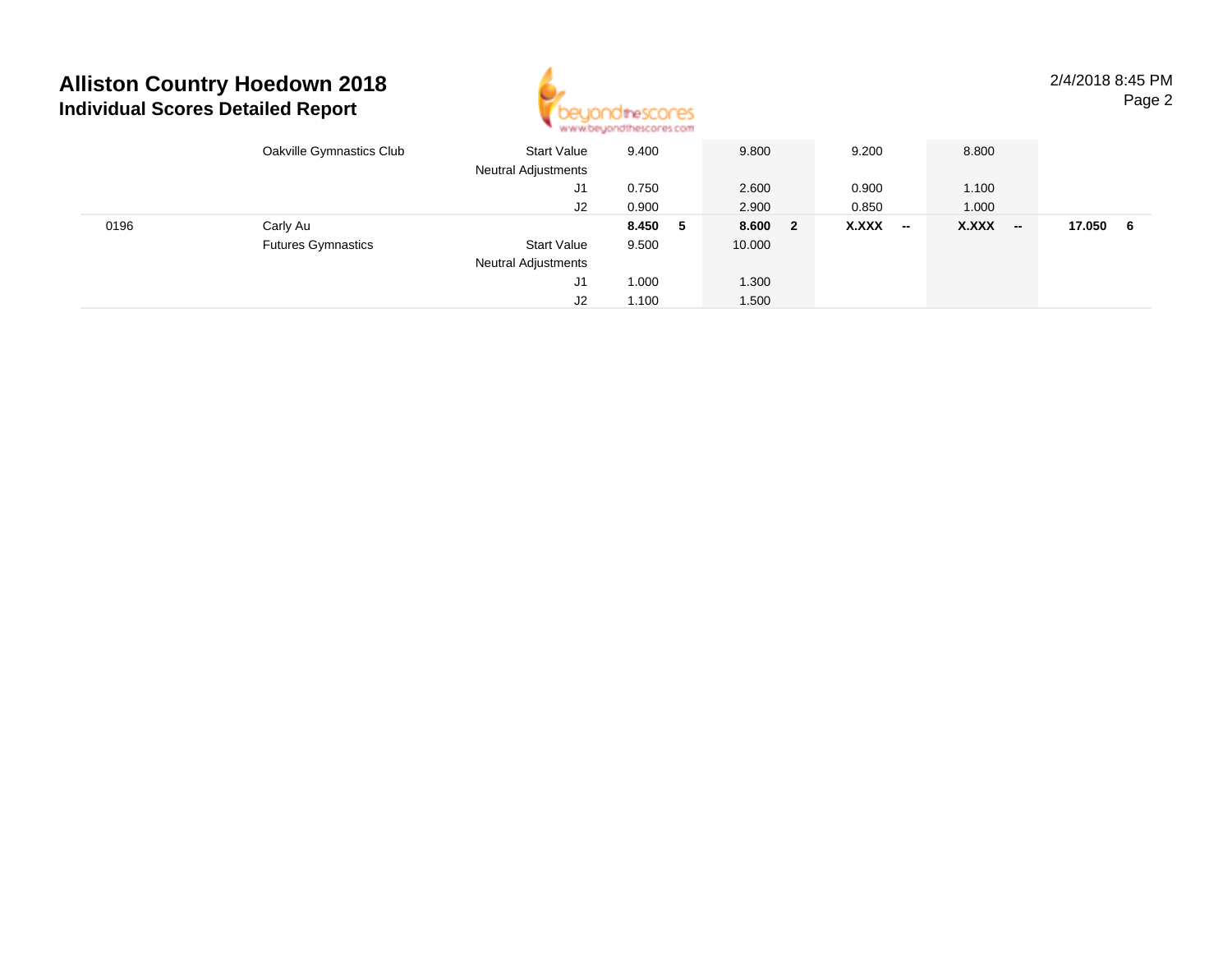# Alliston Country Hoedown 2018
## Individual Scores Detailed Report

| | | | | | | | | | | | | |
|---|---|---|---|---|---|---|---|---|---|---|---|---|
| | Oakville Gymnastics Club | Start Value | 9.400 | | 9.800 | | 9.200 | | 8.800 | | | |
| | | Neutral Adjustments | | | | | | | | | | |
| | | J1 | 0.750 | | 2.600 | | 0.900 | | 1.100 | | | |
| | | J2 | 0.900 | | 2.900 | | 0.850 | | 1.000 | | | |
| 0196 | Carly Au | | **8.450** | **5** | **8.600** | **2** | **X.XXX** | **--** | **X.XXX** | **--** | **17.050** | **6** |
| | Futures Gymnastics | Start Value | 9.500 | | 10.000 | | | | | | | |
| | | Neutral Adjustments | | | | | | | | | | |
| | | J1 | 1.000 | | 1.300 | | | | | | | |
| | | J2 | 1.100 | | 1.500 | | | | | | | |